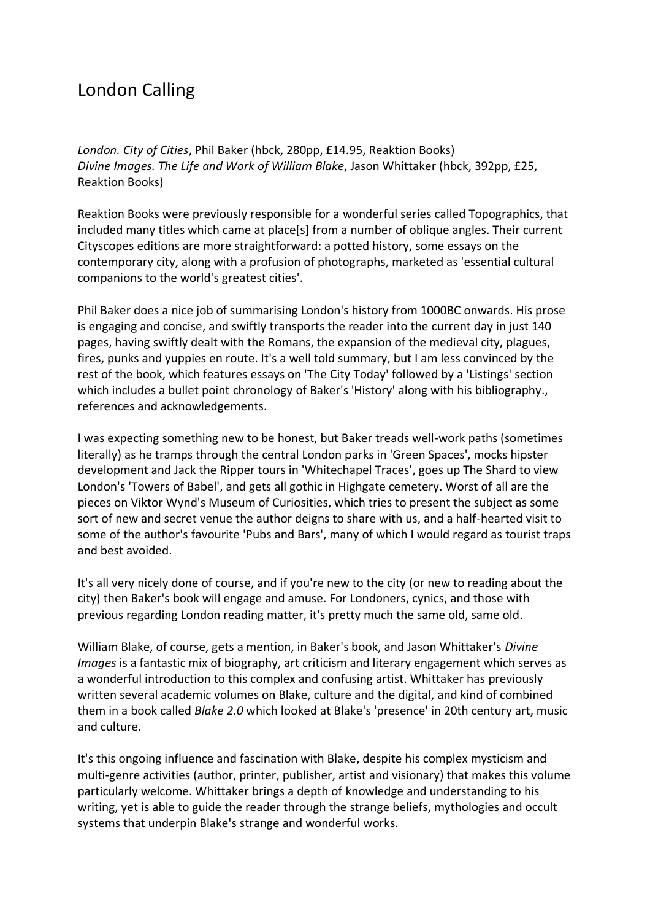# London Calling

*London. City of Cities*, Phil Baker (hbck, 280pp, £14.95, Reaktion Books)
*Divine Images. The Life and Work of William Blake*, Jason Whittaker (hbck, 392pp, £25, Reaktion Books)

Reaktion Books were previously responsible for a wonderful series called Topographics, that included many titles which came at place[s] from a number of oblique angles. Their current Cityscopes editions are more straightforward: a potted history, some essays on the contemporary city, along with a profusion of photographs, marketed as 'essential cultural companions to the world's greatest cities'.

Phil Baker does a nice job of summarising London's history from 1000BC onwards. His prose is engaging and concise, and swiftly transports the reader into the current day in just 140 pages, having swiftly dealt with the Romans, the expansion of the medieval city, plagues, fires, punks and yuppies en route. It's a well told summary, but I am less convinced by the rest of the book, which features essays on 'The City Today' followed by a 'Listings' section which includes a bullet point chronology of Baker's 'History' along with his bibliography., references and acknowledgements.

I was expecting something new to be honest, but Baker treads well-work paths (sometimes literally) as he tramps through the central London parks in 'Green Spaces', mocks hipster development and Jack the Ripper tours in 'Whitechapel Traces', goes up The Shard to view London's 'Towers of Babel', and gets all gothic in Highgate cemetery. Worst of all are the pieces on Viktor Wynd's Museum of Curiosities, which tries to present the subject as some sort of new and secret venue the author deigns to share with us, and a half-hearted visit to some of the author's favourite 'Pubs and Bars', many of which I would regard as tourist traps and best avoided.

It's all very nicely done of course, and if you're new to the city (or new to reading about the city) then Baker's book will engage and amuse. For Londoners, cynics, and those with previous regarding London reading matter, it's pretty much the same old, same old.

William Blake, of course, gets a mention, in Baker's book, and Jason Whittaker's *Divine Images* is a fantastic mix of biography, art criticism and literary engagement which serves as a wonderful introduction to this complex and confusing artist. Whittaker has previously written several academic volumes on Blake, culture and the digital, and kind of combined them in a book called *Blake 2.0* which looked at Blake's 'presence' in 20th century art, music and culture.

It's this ongoing influence and fascination with Blake, despite his complex mysticism and multi-genre activities (author, printer, publisher, artist and visionary) that makes this volume particularly welcome. Whittaker brings a depth of knowledge and understanding to his writing, yet is able to guide the reader through the strange beliefs, mythologies and occult systems that underpin Blake's strange and wonderful works.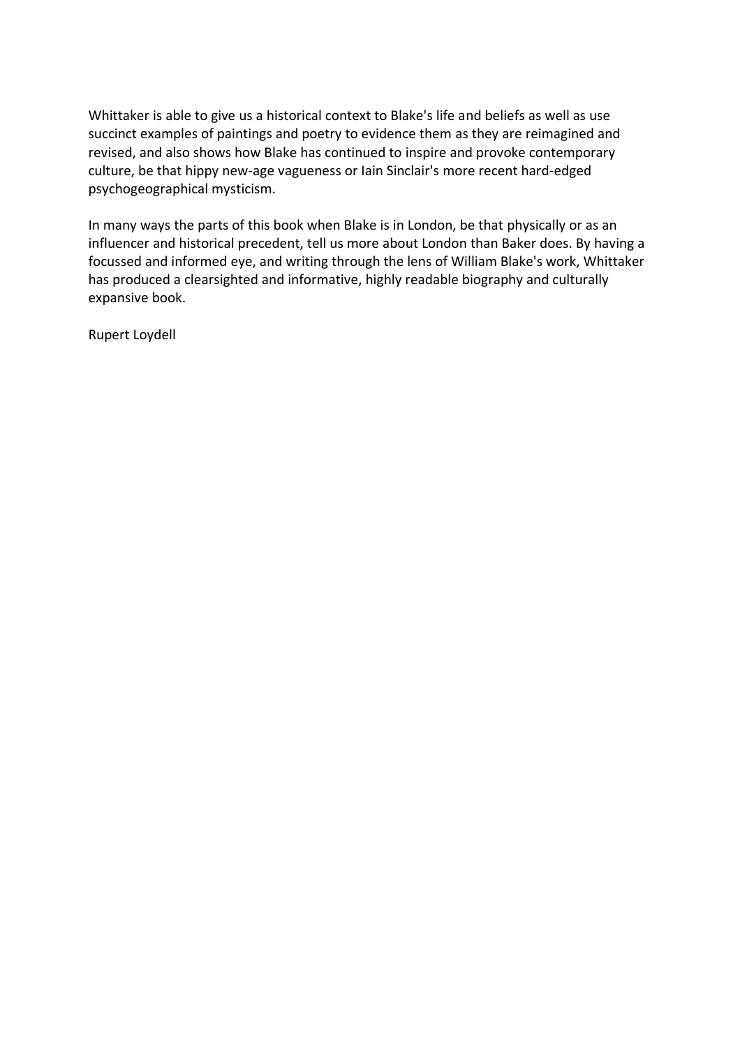Whittaker is able to give us a historical context to Blake's life and beliefs as well as use succinct examples of paintings and poetry to evidence them as they are reimagined and revised, and also shows how Blake has continued to inspire and provoke contemporary culture, be that hippy new-age vagueness or Iain Sinclair's more recent hard-edged psychogeographical mysticism.

In many ways the parts of this book when Blake is in London, be that physically or as an influencer and historical precedent, tell us more about London than Baker does. By having a focussed and informed eye, and writing through the lens of William Blake's work, Whittaker has produced a clearsighted and informative, highly readable biography and culturally expansive book.

Rupert Loydell